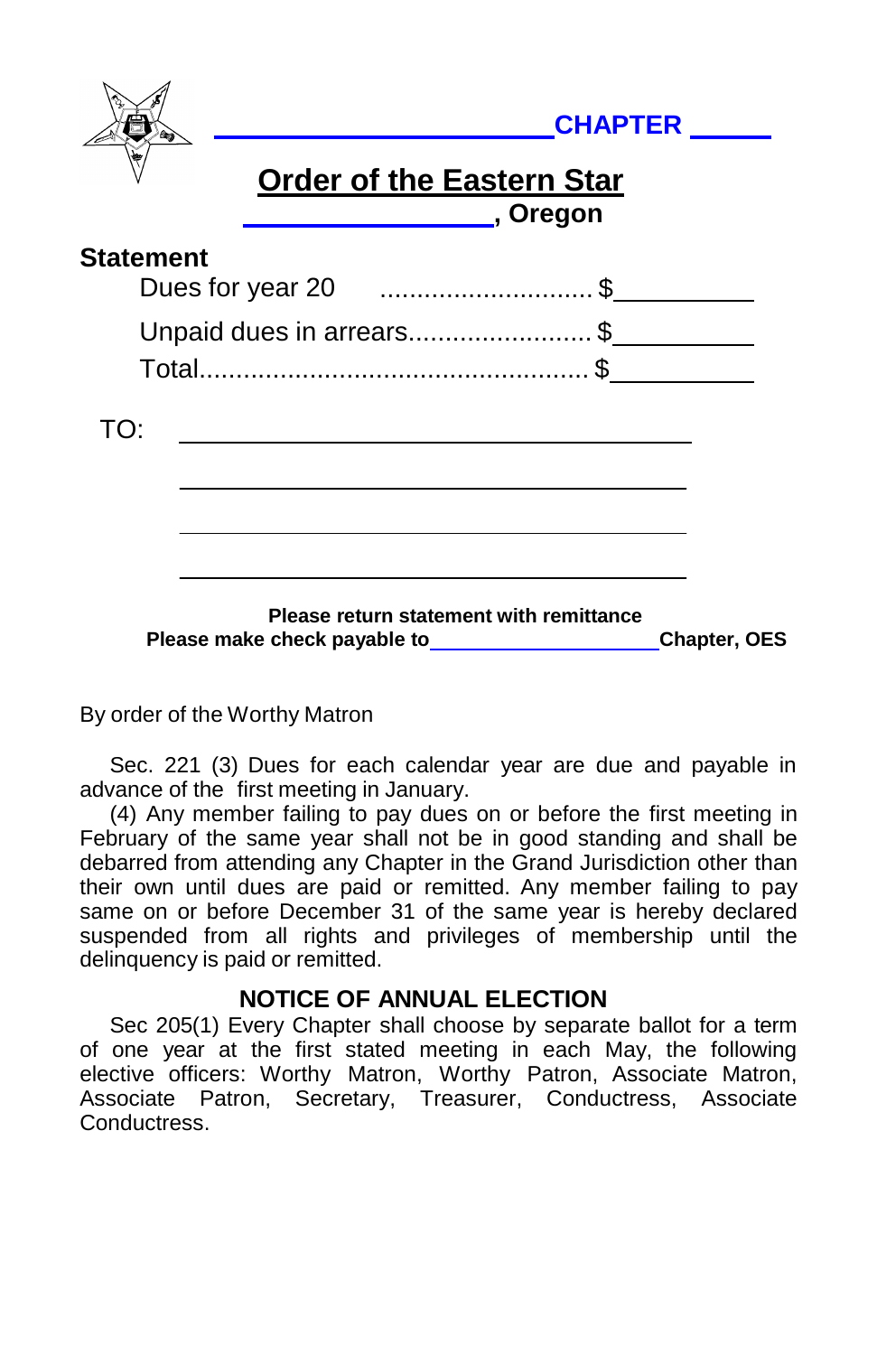_______________ **CHAPTER** ______

# Order of the Eastern Star

_______________ **, Oregon**

**Statement**

Dues for year 20 .............................. $__________

Unpaid dues in arrears......................... $__________

Total.................................................... $__________

TO: ________________________________

________________________________

________________________________

________________________________

**Please return statement with remittance**

**Please make check payable to ________________ Chapter, OES**

By order of the Worthy Matron

Sec. 221 (3) Dues for each calendar year are due and payable in advance of the first meeting in January.

(4) Any member failing to pay dues on or before the first meeting in February of the same year shall not be in good standing and shall be debarred from attending any Chapter in the Grand Jurisdiction other than their own until dues are paid or remitted. Any member failing to pay same on or before December 31 of the same year is hereby declared suspended from all rights and privileges of membership until the delinquency is paid or remitted.

## NOTICE OF ANNUAL ELECTION

Sec 205(1) Every Chapter shall choose by separate ballot for a term of one year at the first stated meeting in each May, the following elective officers: Worthy Matron, Worthy Patron, Associate Matron, Associate Patron, Secretary, Treasurer, Conductress, Associate Conductress.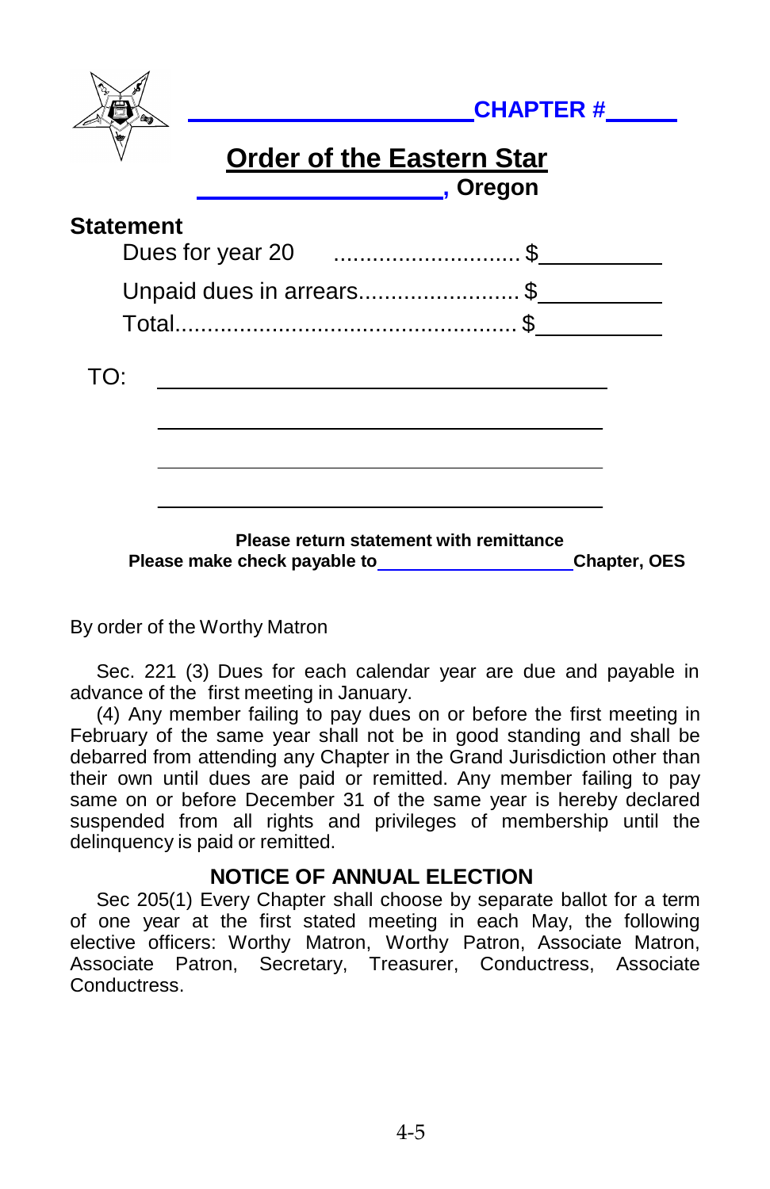\_\_\_\_\_\_\_\_\_\_\_\_\_\_\_\_\_\_\_\_**CHAPTER #**\_\_\_\_\_\_

# Order of the Eastern Star

\_\_\_\_\_\_\_\_\_\_\_\_\_\_\_\_\_\_\_\_**, Oregon**

**Statement**

Dues for year 20 ............................. $\_\_\_\_\_\_\_\_\_\_

Unpaid dues in arrears......................... $\_\_\_\_\_\_\_\_\_\_

Total.................................................... $\_\_\_\_\_\_\_\_\_\_

TO: \_\_\_\_\_\_\_\_\_\_\_\_\_\_\_\_\_\_\_\_\_\_\_\_\_\_\_\_\_\_\_\_\_\_\_\_\_\_\_\_

\_\_\_\_\_\_\_\_\_\_\_\_\_\_\_\_\_\_\_\_\_\_\_\_\_\_\_\_\_\_\_\_\_\_\_\_\_\_\_\_

\_\_\_\_\_\_\_\_\_\_\_\_\_\_\_\_\_\_\_\_\_\_\_\_\_\_\_\_\_\_\_\_\_\_\_\_\_\_\_\_

\_\_\_\_\_\_\_\_\_\_\_\_\_\_\_\_\_\_\_\_\_\_\_\_\_\_\_\_\_\_\_\_\_\_\_\_\_\_\_\_

**Please return statement with remittance**

**Please make check payable to**\_\_\_\_\_\_\_\_\_\_\_\_\_\_\_\_\_\_\_\_**Chapter, OES**

By order of the Worthy Matron

Sec. 221 (3) Dues for each calendar year are due and payable in advance of the first meeting in January.

(4) Any member failing to pay dues on or before the first meeting in February of the same year shall not be in good standing and shall be debarred from attending any Chapter in the Grand Jurisdiction other than their own until dues are paid or remitted. Any member failing to pay same on or before December 31 of the same year is hereby declared suspended from all rights and privileges of membership until the delinquency is paid or remitted.

## NOTICE OF ANNUAL ELECTION

Sec 205(1) Every Chapter shall choose by separate ballot for a term of one year at the first stated meeting in each May, the following elective officers: Worthy Matron, Worthy Patron, Associate Matron, Associate Patron, Secretary, Treasurer, Conductress, Associate Conductress.